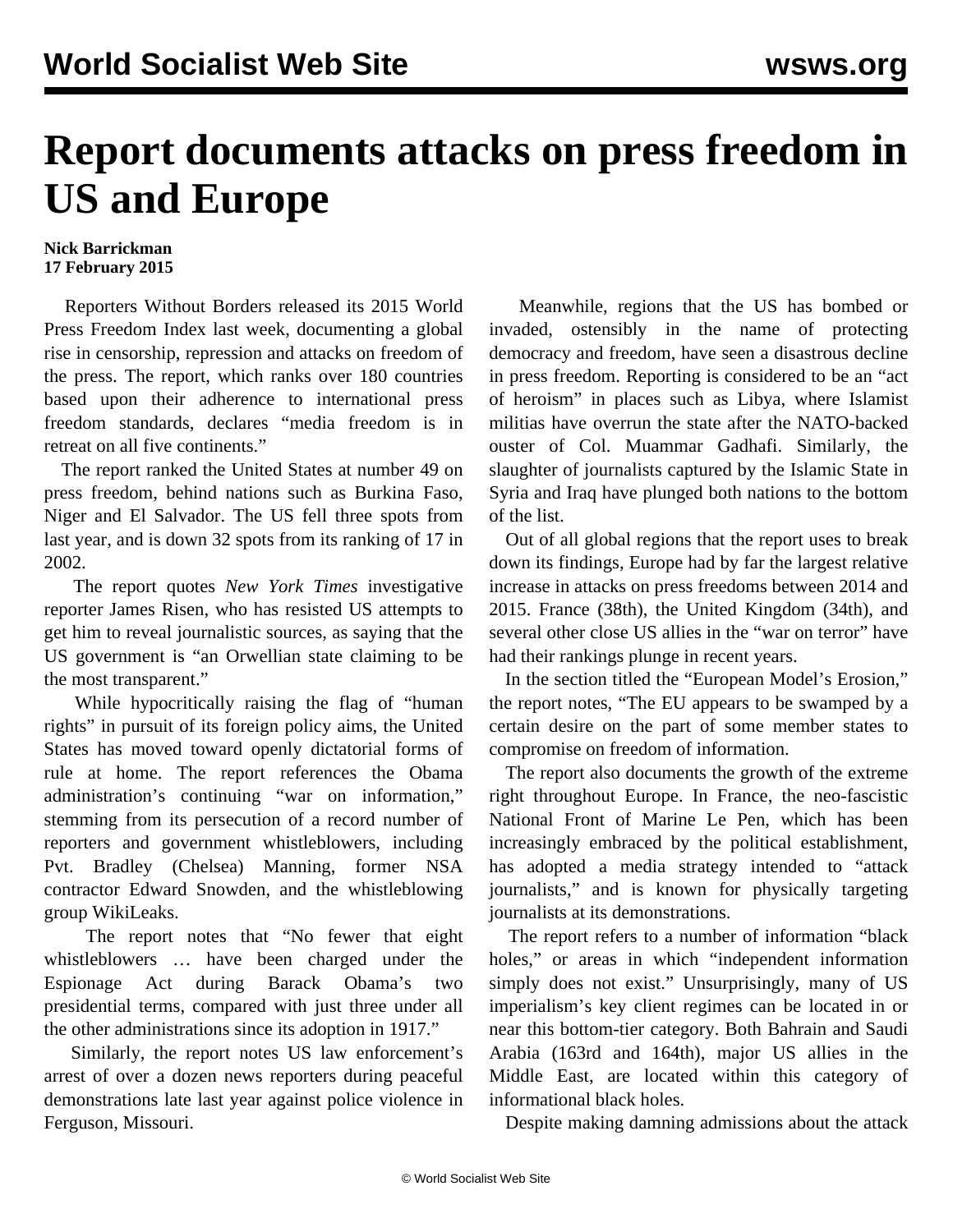# Report documents attacks on press freedom in US and Europe

**Nick Barrickman**
**17 February 2015**

Reporters Without Borders released its 2015 World Press Freedom Index last week, documenting a global rise in censorship, repression and attacks on freedom of the press. The report, which ranks over 180 countries based upon their adherence to international press freedom standards, declares "media freedom is in retreat on all five continents."

The report ranked the United States at number 49 on press freedom, behind nations such as Burkina Faso, Niger and El Salvador. The US fell three spots from last year, and is down 32 spots from its ranking of 17 in 2002.

The report quotes *New York Times* investigative reporter James Risen, who has resisted US attempts to get him to reveal journalistic sources, as saying that the US government is "an Orwellian state claiming to be the most transparent."

While hypocritically raising the flag of "human rights" in pursuit of its foreign policy aims, the United States has moved toward openly dictatorial forms of rule at home. The report references the Obama administration's continuing "war on information," stemming from its persecution of a record number of reporters and government whistleblowers, including Pvt. Bradley (Chelsea) Manning, former NSA contractor Edward Snowden, and the whistleblowing group WikiLeaks.

The report notes that "No fewer that eight whistleblowers … have been charged under the Espionage Act during Barack Obama's two presidential terms, compared with just three under all the other administrations since its adoption in 1917."

Similarly, the report notes US law enforcement's arrest of over a dozen news reporters during peaceful demonstrations late last year against police violence in Ferguson, Missouri.

Meanwhile, regions that the US has bombed or invaded, ostensibly in the name of protecting democracy and freedom, have seen a disastrous decline in press freedom. Reporting is considered to be an "act of heroism" in places such as Libya, where Islamist militias have overrun the state after the NATO-backed ouster of Col. Muammar Gadhafi. Similarly, the slaughter of journalists captured by the Islamic State in Syria and Iraq have plunged both nations to the bottom of the list.

Out of all global regions that the report uses to break down its findings, Europe had by far the largest relative increase in attacks on press freedoms between 2014 and 2015. France (38th), the United Kingdom (34th), and several other close US allies in the "war on terror" have had their rankings plunge in recent years.

In the section titled the "European Model's Erosion," the report notes, "The EU appears to be swamped by a certain desire on the part of some member states to compromise on freedom of information.

The report also documents the growth of the extreme right throughout Europe. In France, the neo-fascistic National Front of Marine Le Pen, which has been increasingly embraced by the political establishment, has adopted a media strategy intended to "attack journalists," and is known for physically targeting journalists at its demonstrations.

The report refers to a number of information "black holes," or areas in which "independent information simply does not exist." Unsurprisingly, many of US imperialism's key client regimes can be located in or near this bottom-tier category. Both Bahrain and Saudi Arabia (163rd and 164th), major US allies in the Middle East, are located within this category of informational black holes.

Despite making damning admissions about the attack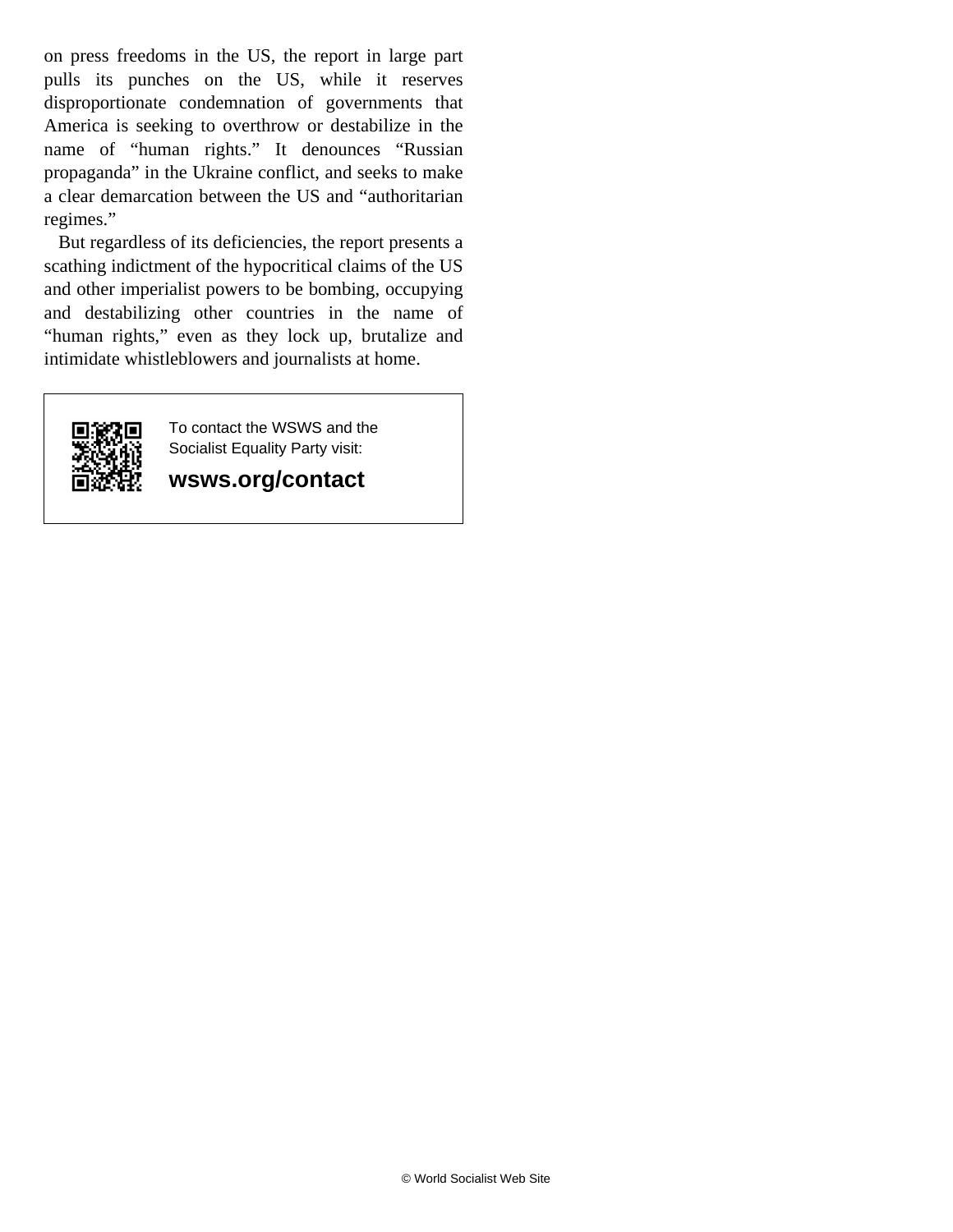on press freedoms in the US, the report in large part pulls its punches on the US, while it reserves disproportionate condemnation of governments that America is seeking to overthrow or destabilize in the name of “human rights.” It denounces “Russian propaganda” in the Ukraine conflict, and seeks to make a clear demarcation between the US and “authoritarian regimes.”

But regardless of its deficiencies, the report presents a scathing indictment of the hypocritical claims of the US and other imperialist powers to be bombing, occupying and destabilizing other countries in the name of “human rights,” even as they lock up, brutalize and intimidate whistleblowers and journalists at home.

To contact the WSWS and the Socialist Equality Party visit:

**wsws.org/contact**